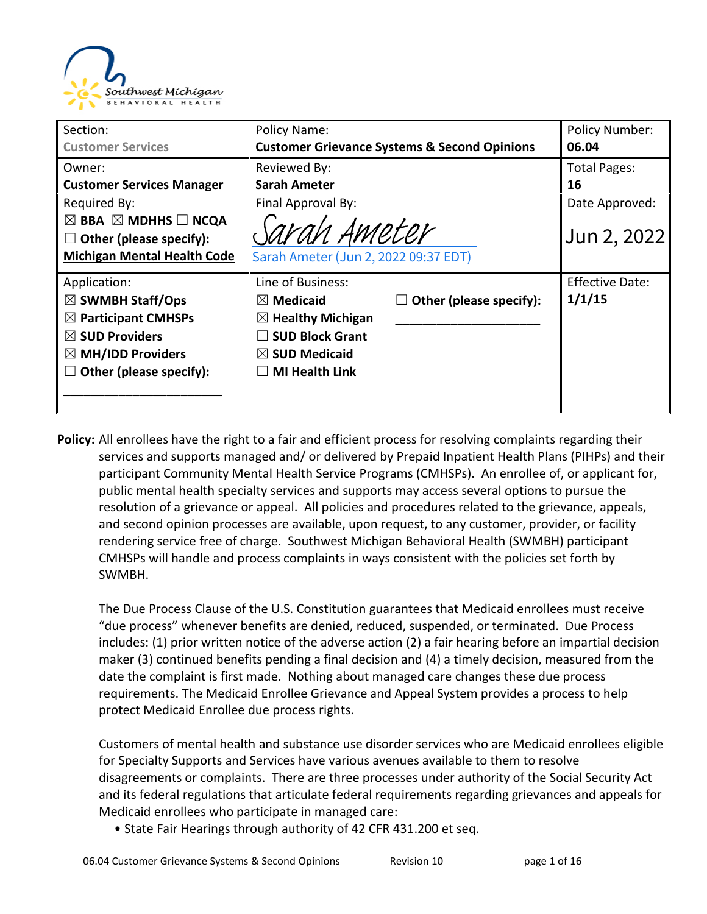| Section: Customer Services | Policy Name: **Customer Grievance Systems & Second Opinions** | Policy Number: **06.04** |
|---|---|---|
| Owner: **Customer Services Manager** | Reviewed By: **Sarah Ameter** | Total Pages: **16** |
| Required By: ☒ **BBA** ☒ **MDHHS** ☐ **NCQA** ☐ **Other (please specify):** **Michigan Mental Health Code** | Final Approval By: Sarah Ameter — Sarah Ameter (Jun 2, 2022 09:37 EDT) | Date Approved: Jun 2, 2022 |
| Application: ☒ **SWMBH Staff/Ops** ☒ **Participant CMHSPs** ☒ **SUD Providers** ☒ **MH/IDD Providers** ☐ **Other (please specify):** ______________________ | Line of Business: ☒ **Medicaid** ☒ **Healthy Michigan** ☐ **SUD Block Grant** ☒ **SUD Medicaid** ☐ **MI Health Link** ☐ **Other (please specify):** ______________________ | Effective Date: **1/1/15** |

**Policy:** All enrollees have the right to a fair and efficient process for resolving complaints regarding their services and supports managed and/ or delivered by Prepaid Inpatient Health Plans (PIHPs) and their participant Community Mental Health Service Programs (CMHSPs). An enrollee of, or applicant for, public mental health specialty services and supports may access several options to pursue the resolution of a grievance or appeal. All policies and procedures related to the grievance, appeals, and second opinion processes are available, upon request, to any customer, provider, or facility rendering service free of charge. Southwest Michigan Behavioral Health (SWMBH) participant CMHSPs will handle and process complaints in ways consistent with the policies set forth by SWMBH.

The Due Process Clause of the U.S. Constitution guarantees that Medicaid enrollees must receive "due process" whenever benefits are denied, reduced, suspended, or terminated. Due Process includes: (1) prior written notice of the adverse action (2) a fair hearing before an impartial decision maker (3) continued benefits pending a final decision and (4) a timely decision, measured from the date the complaint is first made. Nothing about managed care changes these due process requirements. The Medicaid Enrollee Grievance and Appeal System provides a process to help protect Medicaid Enrollee due process rights.

Customers of mental health and substance use disorder services who are Medicaid enrollees eligible for Specialty Supports and Services have various avenues available to them to resolve disagreements or complaints. There are three processes under authority of the Social Security Act and its federal regulations that articulate federal requirements regarding grievances and appeals for Medicaid enrollees who participate in managed care:

- State Fair Hearings through authority of 42 CFR 431.200 et seq.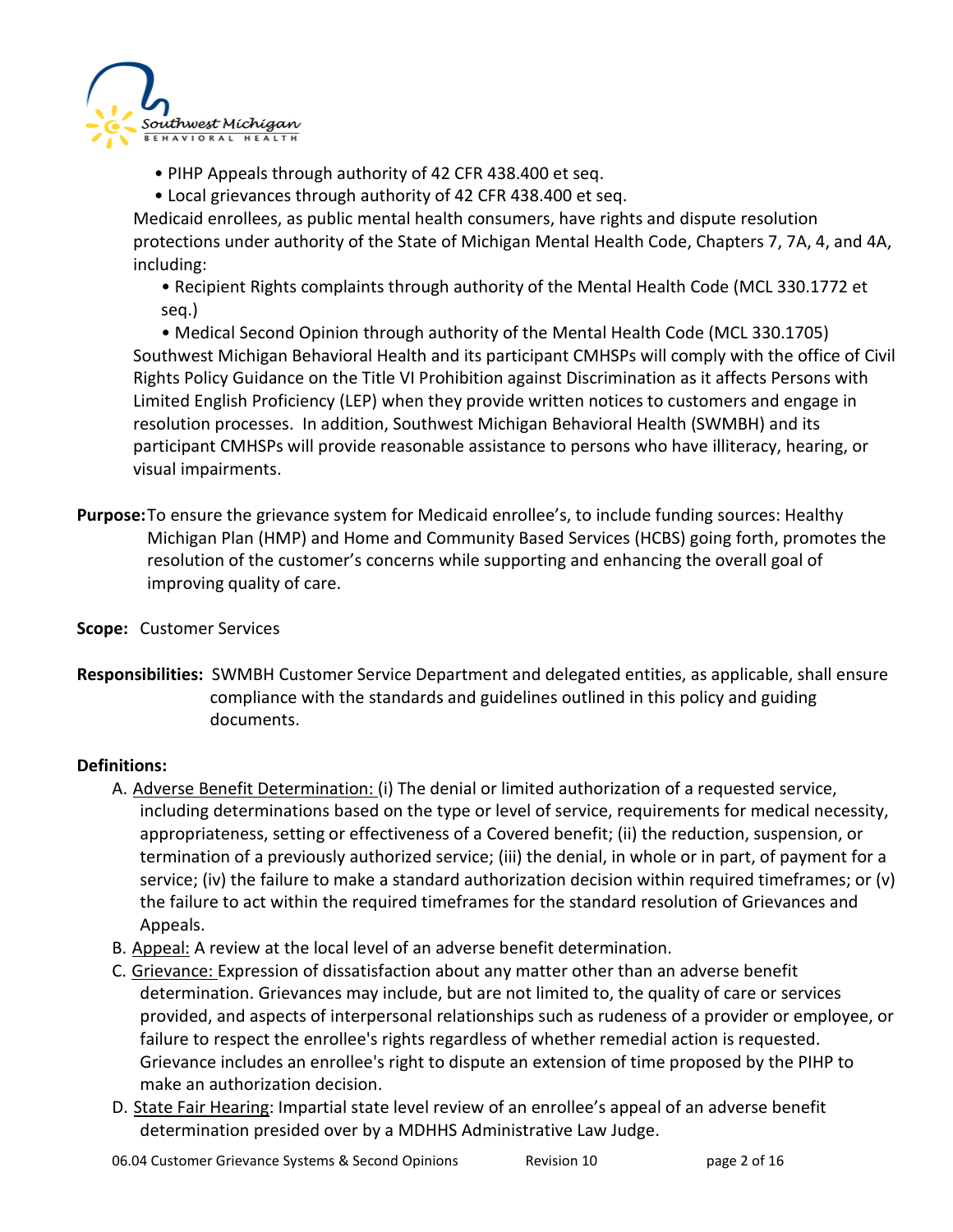- PIHP Appeals through authority of 42 CFR 438.400 et seq.
- Local grievances through authority of 42 CFR 438.400 et seq.

Medicaid enrollees, as public mental health consumers, have rights and dispute resolution protections under authority of the State of Michigan Mental Health Code, Chapters 7, 7A, 4, and 4A, including:

- Recipient Rights complaints through authority of the Mental Health Code (MCL 330.1772 et seq.)
- Medical Second Opinion through authority of the Mental Health Code (MCL 330.1705)

Southwest Michigan Behavioral Health and its participant CMHSPs will comply with the office of Civil Rights Policy Guidance on the Title VI Prohibition against Discrimination as it affects Persons with Limited English Proficiency (LEP) when they provide written notices to customers and engage in resolution processes. In addition, Southwest Michigan Behavioral Health (SWMBH) and its participant CMHSPs will provide reasonable assistance to persons who have illiteracy, hearing, or visual impairments.

**Purpose:** To ensure the grievance system for Medicaid enrollee's, to include funding sources: Healthy Michigan Plan (HMP) and Home and Community Based Services (HCBS) going forth, promotes the resolution of the customer's concerns while supporting and enhancing the overall goal of improving quality of care.

**Scope:** Customer Services

**Responsibilities:** SWMBH Customer Service Department and delegated entities, as applicable, shall ensure compliance with the standards and guidelines outlined in this policy and guiding documents.

**Definitions:**

A. Adverse Benefit Determination: (i) The denial or limited authorization of a requested service, including determinations based on the type or level of service, requirements for medical necessity, appropriateness, setting or effectiveness of a Covered benefit; (ii) the reduction, suspension, or termination of a previously authorized service; (iii) the denial, in whole or in part, of payment for a service; (iv) the failure to make a standard authorization decision within required timeframes; or (v) the failure to act within the required timeframes for the standard resolution of Grievances and Appeals.

B. Appeal: A review at the local level of an adverse benefit determination.

C. Grievance: Expression of dissatisfaction about any matter other than an adverse benefit determination. Grievances may include, but are not limited to, the quality of care or services provided, and aspects of interpersonal relationships such as rudeness of a provider or employee, or failure to respect the enrollee's rights regardless of whether remedial action is requested. Grievance includes an enrollee's right to dispute an extension of time proposed by the PIHP to make an authorization decision.

D. State Fair Hearing: Impartial state level review of an enrollee's appeal of an adverse benefit determination presided over by a MDHHS Administrative Law Judge.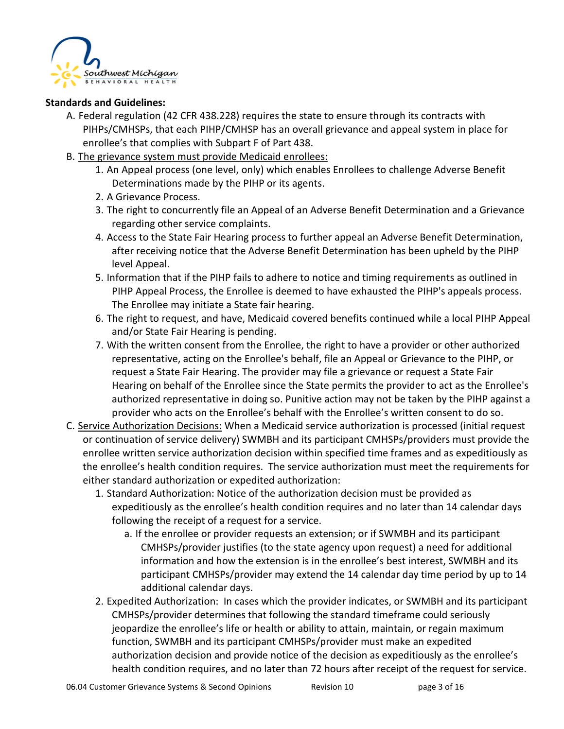**Standards and Guidelines:**

A. Federal regulation (42 CFR 438.228) requires the state to ensure through its contracts with PIHPs/CMHSPs, that each PIHP/CMHSP has an overall grievance and appeal system in place for enrollee's that complies with Subpart F of Part 438.

B. The grievance system must provide Medicaid enrollees:

1. An Appeal process (one level, only) which enables Enrollees to challenge Adverse Benefit Determinations made by the PIHP or its agents.
2. A Grievance Process.
3. The right to concurrently file an Appeal of an Adverse Benefit Determination and a Grievance regarding other service complaints.
4. Access to the State Fair Hearing process to further appeal an Adverse Benefit Determination, after receiving notice that the Adverse Benefit Determination has been upheld by the PIHP level Appeal.
5. Information that if the PIHP fails to adhere to notice and timing requirements as outlined in PIHP Appeal Process, the Enrollee is deemed to have exhausted the PIHP's appeals process. The Enrollee may initiate a State fair hearing.
6. The right to request, and have, Medicaid covered benefits continued while a local PIHP Appeal and/or State Fair Hearing is pending.
7. With the written consent from the Enrollee, the right to have a provider or other authorized representative, acting on the Enrollee's behalf, file an Appeal or Grievance to the PIHP, or request a State Fair Hearing. The provider may file a grievance or request a State Fair Hearing on behalf of the Enrollee since the State permits the provider to act as the Enrollee's authorized representative in doing so. Punitive action may not be taken by the PIHP against a provider who acts on the Enrollee's behalf with the Enrollee's written consent to do so.

C. Service Authorization Decisions: When a Medicaid service authorization is processed (initial request or continuation of service delivery) SWMBH and its participant CMHSPs/providers must provide the enrollee written service authorization decision within specified time frames and as expeditiously as the enrollee's health condition requires. The service authorization must meet the requirements for either standard authorization or expedited authorization:

1. Standard Authorization: Notice of the authorization decision must be provided as expeditiously as the enrollee's health condition requires and no later than 14 calendar days following the receipt of a request for a service.
   a. If the enrollee or provider requests an extension; or if SWMBH and its participant CMHSPs/provider justifies (to the state agency upon request) a need for additional information and how the extension is in the enrollee's best interest, SWMBH and its participant CMHSPs/provider may extend the 14 calendar day time period by up to 14 additional calendar days.
2. Expedited Authorization: In cases which the provider indicates, or SWMBH and its participant CMHSPs/provider determines that following the standard timeframe could seriously jeopardize the enrollee's life or health or ability to attain, maintain, or regain maximum function, SWMBH and its participant CMHSPs/provider must make an expedited authorization decision and provide notice of the decision as expeditiously as the enrollee's health condition requires, and no later than 72 hours after receipt of the request for service.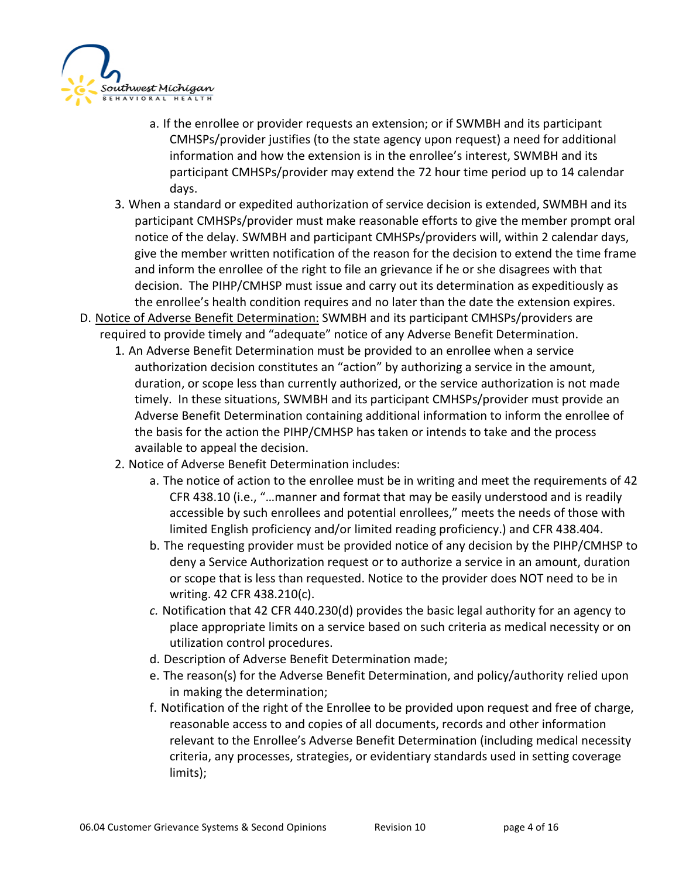a. If the enrollee or provider requests an extension; or if SWMBH and its participant CMHSPs/provider justifies (to the state agency upon request) a need for additional information and how the extension is in the enrollee's interest, SWMBH and its participant CMHSPs/provider may extend the 72 hour time period up to 14 calendar days.

3. When a standard or expedited authorization of service decision is extended, SWMBH and its participant CMHSPs/provider must make reasonable efforts to give the member prompt oral notice of the delay. SWMBH and participant CMHSPs/providers will, within 2 calendar days, give the member written notification of the reason for the decision to extend the time frame and inform the enrollee of the right to file an grievance if he or she disagrees with that decision. The PIHP/CMHSP must issue and carry out its determination as expeditiously as the enrollee's health condition requires and no later than the date the extension expires.

D. <u>Notice of Adverse Benefit Determination:</u> SWMBH and its participant CMHSPs/providers are required to provide timely and "adequate" notice of any Adverse Benefit Determination.

1. An Adverse Benefit Determination must be provided to an enrollee when a service authorization decision constitutes an "action" by authorizing a service in the amount, duration, or scope less than currently authorized, or the service authorization is not made timely. In these situations, SWMBH and its participant CMHSPs/provider must provide an Adverse Benefit Determination containing additional information to inform the enrollee of the basis for the action the PIHP/CMHSP has taken or intends to take and the process available to appeal the decision.

2. Notice of Adverse Benefit Determination includes:

   a. The notice of action to the enrollee must be in writing and meet the requirements of 42 CFR 438.10 (i.e., "…manner and format that may be easily understood and is readily accessible by such enrollees and potential enrollees," meets the needs of those with limited English proficiency and/or limited reading proficiency.) and CFR 438.404.

   b. The requesting provider must be provided notice of any decision by the PIHP/CMHSP to deny a Service Authorization request or to authorize a service in an amount, duration or scope that is less than requested. Notice to the provider does NOT need to be in writing. 42 CFR 438.210(c).

   *c.* Notification that 42 CFR 440.230(d) provides the basic legal authority for an agency to place appropriate limits on a service based on such criteria as medical necessity or on utilization control procedures.

   d. Description of Adverse Benefit Determination made;

   e. The reason(s) for the Adverse Benefit Determination, and policy/authority relied upon in making the determination;

   f. Notification of the right of the Enrollee to be provided upon request and free of charge, reasonable access to and copies of all documents, records and other information relevant to the Enrollee's Adverse Benefit Determination (including medical necessity criteria, any processes, strategies, or evidentiary standards used in setting coverage limits);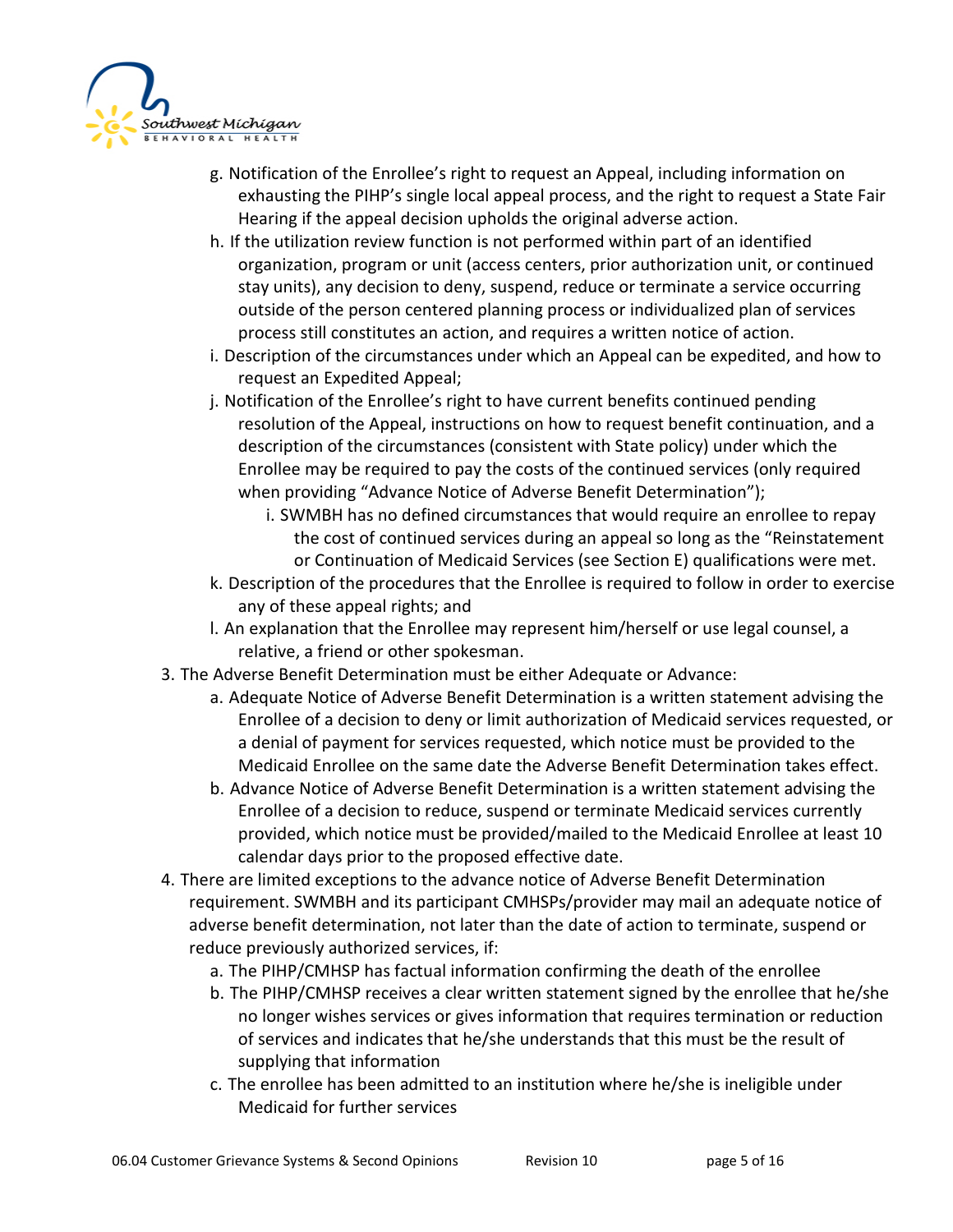g. Notification of the Enrollee's right to request an Appeal, including information on exhausting the PIHP's single local appeal process, and the right to request a State Fair Hearing if the appeal decision upholds the original adverse action.

h. If the utilization review function is not performed within part of an identified organization, program or unit (access centers, prior authorization unit, or continued stay units), any decision to deny, suspend, reduce or terminate a service occurring outside of the person centered planning process or individualized plan of services process still constitutes an action, and requires a written notice of action.

i. Description of the circumstances under which an Appeal can be expedited, and how to request an Expedited Appeal;

j. Notification of the Enrollee's right to have current benefits continued pending resolution of the Appeal, instructions on how to request benefit continuation, and a description of the circumstances (consistent with State policy) under which the Enrollee may be required to pay the costs of the continued services (only required when providing "Advance Notice of Adverse Benefit Determination");

   i. SWMBH has no defined circumstances that would require an enrollee to repay the cost of continued services during an appeal so long as the "Reinstatement or Continuation of Medicaid Services (see Section E) qualifications were met.

k. Description of the procedures that the Enrollee is required to follow in order to exercise any of these appeal rights; and

l. An explanation that the Enrollee may represent him/herself or use legal counsel, a relative, a friend or other spokesman.

3. The Adverse Benefit Determination must be either Adequate or Advance:

   a. Adequate Notice of Adverse Benefit Determination is a written statement advising the Enrollee of a decision to deny or limit authorization of Medicaid services requested, or a denial of payment for services requested, which notice must be provided to the Medicaid Enrollee on the same date the Adverse Benefit Determination takes effect.

   b. Advance Notice of Adverse Benefit Determination is a written statement advising the Enrollee of a decision to reduce, suspend or terminate Medicaid services currently provided, which notice must be provided/mailed to the Medicaid Enrollee at least 10 calendar days prior to the proposed effective date.

4. There are limited exceptions to the advance notice of Adverse Benefit Determination requirement. SWMBH and its participant CMHSPs/provider may mail an adequate notice of adverse benefit determination, not later than the date of action to terminate, suspend or reduce previously authorized services, if:

   a. The PIHP/CMHSP has factual information confirming the death of the enrollee

   b. The PIHP/CMHSP receives a clear written statement signed by the enrollee that he/she no longer wishes services or gives information that requires termination or reduction of services and indicates that he/she understands that this must be the result of supplying that information

   c. The enrollee has been admitted to an institution where he/she is ineligible under Medicaid for further services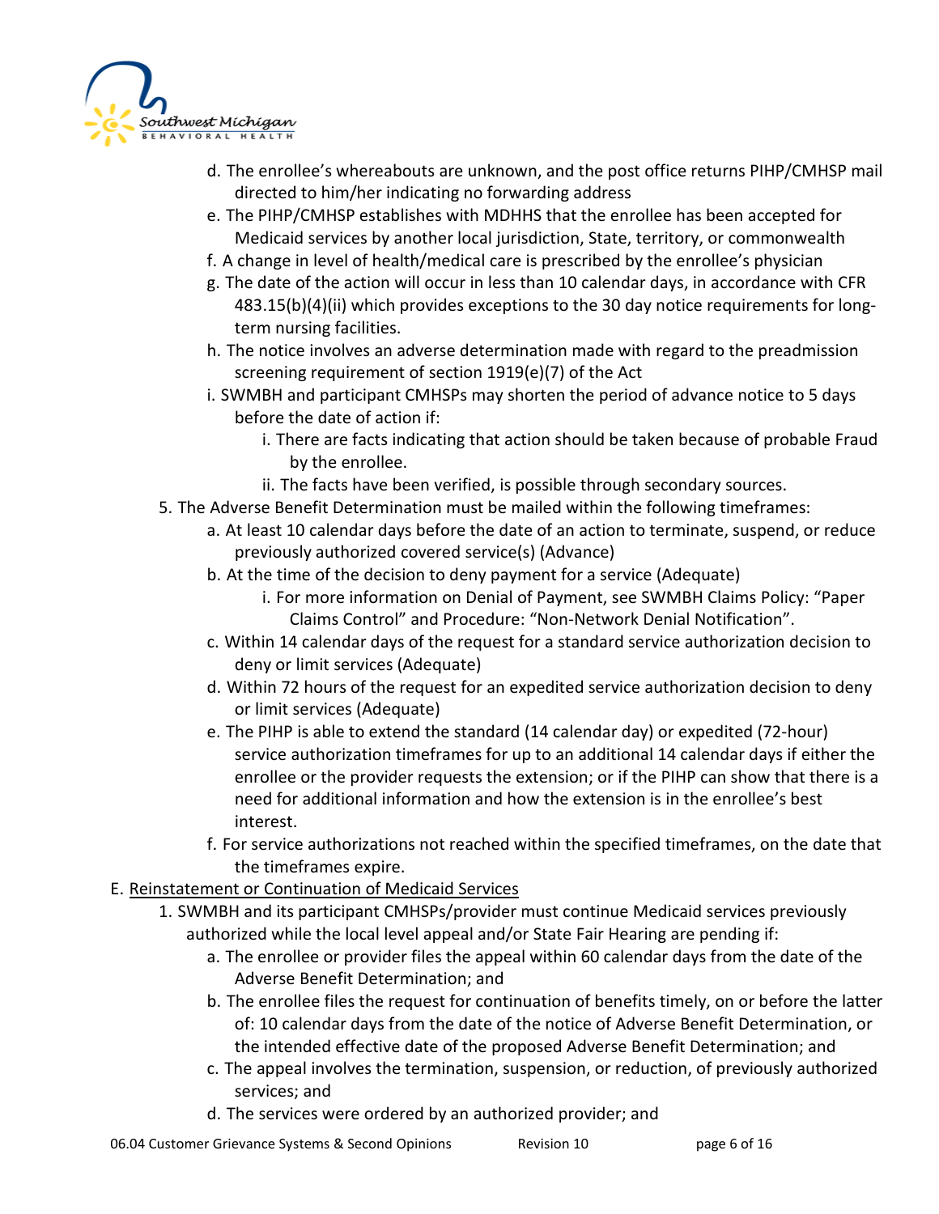d. The enrollee's whereabouts are unknown, and the post office returns PIHP/CMHSP mail directed to him/her indicating no forwarding address
e. The PIHP/CMHSP establishes with MDHHS that the enrollee has been accepted for Medicaid services by another local jurisdiction, State, territory, or commonwealth
f. A change in level of health/medical care is prescribed by the enrollee's physician
g. The date of the action will occur in less than 10 calendar days, in accordance with CFR 483.15(b)(4)(ii) which provides exceptions to the 30 day notice requirements for long-term nursing facilities.
h. The notice involves an adverse determination made with regard to the preadmission screening requirement of section 1919(e)(7) of the Act
i. SWMBH and participant CMHSPs may shorten the period of advance notice to 5 days before the date of action if:
    i. There are facts indicating that action should be taken because of probable Fraud by the enrollee.
    ii. The facts have been verified, is possible through secondary sources.

5. The Adverse Benefit Determination must be mailed within the following timeframes:
    a. At least 10 calendar days before the date of an action to terminate, suspend, or reduce previously authorized covered service(s) (Advance)
    b. At the time of the decision to deny payment for a service (Adequate)
        i. For more information on Denial of Payment, see SWMBH Claims Policy: "Paper Claims Control" and Procedure: "Non-Network Denial Notification".
    c. Within 14 calendar days of the request for a standard service authorization decision to deny or limit services (Adequate)
    d. Within 72 hours of the request for an expedited service authorization decision to deny or limit services (Adequate)
    e. The PIHP is able to extend the standard (14 calendar day) or expedited (72-hour) service authorization timeframes for up to an additional 14 calendar days if either the enrollee or the provider requests the extension; or if the PIHP can show that there is a need for additional information and how the extension is in the enrollee's best interest.
    f. For service authorizations not reached within the specified timeframes, on the date that the timeframes expire.

E. <u>Reinstatement or Continuation of Medicaid Services</u>

1. SWMBH and its participant CMHSPs/provider must continue Medicaid services previously authorized while the local level appeal and/or State Fair Hearing are pending if:
    a. The enrollee or provider files the appeal within 60 calendar days from the date of the Adverse Benefit Determination; and
    b. The enrollee files the request for continuation of benefits timely, on or before the latter of: 10 calendar days from the date of the notice of Adverse Benefit Determination, or the intended effective date of the proposed Adverse Benefit Determination; and
    c. The appeal involves the termination, suspension, or reduction, of previously authorized services; and
    d. The services were ordered by an authorized provider; and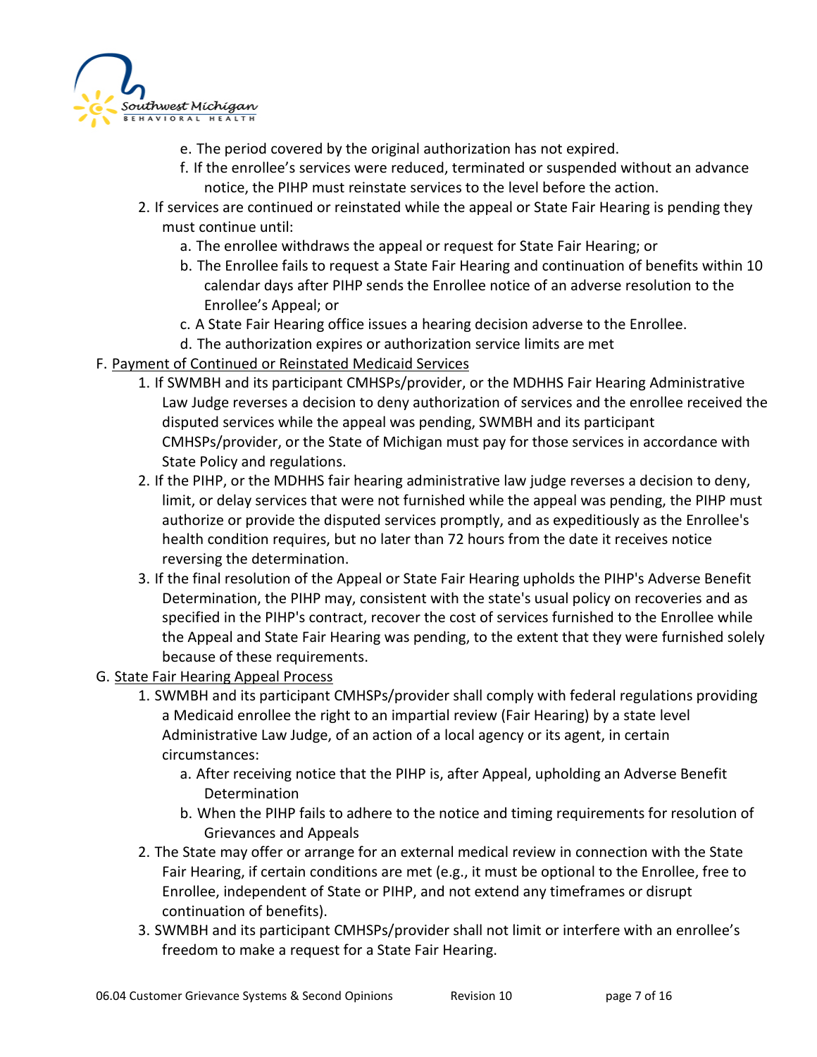e. The period covered by the original authorization has not expired.
   f. If the enrollee's services were reduced, terminated or suspended without an advance notice, the PIHP must reinstate services to the level before the action.
2. If services are continued or reinstated while the appeal or State Fair Hearing is pending they must continue until:
   a. The enrollee withdraws the appeal or request for State Fair Hearing; or
   b. The Enrollee fails to request a State Fair Hearing and continuation of benefits within 10 calendar days after PIHP sends the Enrollee notice of an adverse resolution to the Enrollee's Appeal; or
   c. A State Fair Hearing office issues a hearing decision adverse to the Enrollee.
   d. The authorization expires or authorization service limits are met

F. <u>Payment of Continued or Reinstated Medicaid Services</u>

1. If SWMBH and its participant CMHSPs/provider, or the MDHHS Fair Hearing Administrative Law Judge reverses a decision to deny authorization of services and the enrollee received the disputed services while the appeal was pending, SWMBH and its participant CMHSPs/provider, or the State of Michigan must pay for those services in accordance with State Policy and regulations.
2. If the PIHP, or the MDHHS fair hearing administrative law judge reverses a decision to deny, limit, or delay services that were not furnished while the appeal was pending, the PIHP must authorize or provide the disputed services promptly, and as expeditiously as the Enrollee's health condition requires, but no later than 72 hours from the date it receives notice reversing the determination.
3. If the final resolution of the Appeal or State Fair Hearing upholds the PIHP's Adverse Benefit Determination, the PIHP may, consistent with the state's usual policy on recoveries and as specified in the PIHP's contract, recover the cost of services furnished to the Enrollee while the Appeal and State Fair Hearing was pending, to the extent that they were furnished solely because of these requirements.

G. <u>State Fair Hearing Appeal Process</u>

1. SWMBH and its participant CMHSPs/provider shall comply with federal regulations providing a Medicaid enrollee the right to an impartial review (Fair Hearing) by a state level Administrative Law Judge, of an action of a local agency or its agent, in certain circumstances:
   a. After receiving notice that the PIHP is, after Appeal, upholding an Adverse Benefit Determination
   b. When the PIHP fails to adhere to the notice and timing requirements for resolution of Grievances and Appeals
2. The State may offer or arrange for an external medical review in connection with the State Fair Hearing, if certain conditions are met (e.g., it must be optional to the Enrollee, free to Enrollee, independent of State or PIHP, and not extend any timeframes or disrupt continuation of benefits).
3. SWMBH and its participant CMHSPs/provider shall not limit or interfere with an enrollee's freedom to make a request for a State Fair Hearing.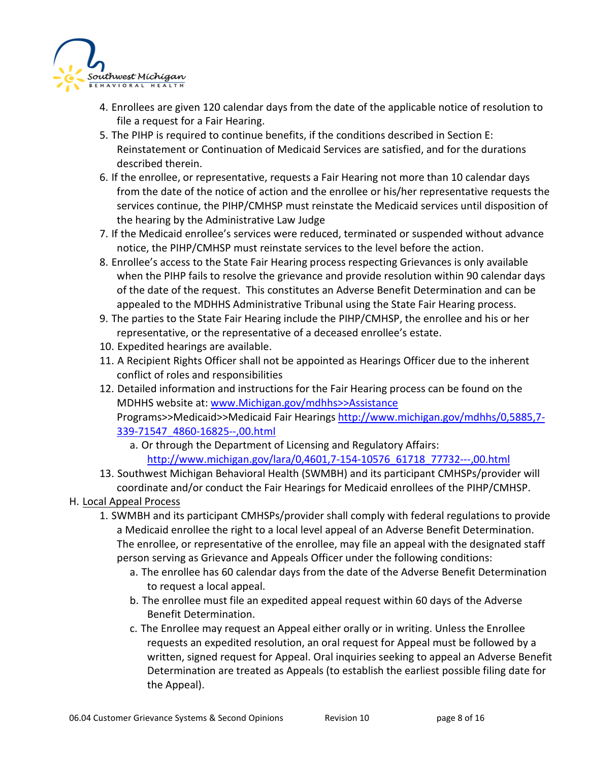4. Enrollees are given 120 calendar days from the date of the applicable notice of resolution to file a request for a Fair Hearing.
5. The PIHP is required to continue benefits, if the conditions described in Section E: Reinstatement or Continuation of Medicaid Services are satisfied, and for the durations described therein.
6. If the enrollee, or representative, requests a Fair Hearing not more than 10 calendar days from the date of the notice of action and the enrollee or his/her representative requests the services continue, the PIHP/CMHSP must reinstate the Medicaid services until disposition of the hearing by the Administrative Law Judge
7. If the Medicaid enrollee's services were reduced, terminated or suspended without advance notice, the PIHP/CMHSP must reinstate services to the level before the action.
8. Enrollee's access to the State Fair Hearing process respecting Grievances is only available when the PIHP fails to resolve the grievance and provide resolution within 90 calendar days of the date of the request. This constitutes an Adverse Benefit Determination and can be appealed to the MDHHS Administrative Tribunal using the State Fair Hearing process.
9. The parties to the State Fair Hearing include the PIHP/CMHSP, the enrollee and his or her representative, or the representative of a deceased enrollee's estate.
10. Expedited hearings are available.
11. A Recipient Rights Officer shall not be appointed as Hearings Officer due to the inherent conflict of roles and responsibilities
12. Detailed information and instructions for the Fair Hearing process can be found on the MDHHS website at: [www.Michigan.gov/mdhhs>>Assistance](www.Michigan.gov/mdhhs) Programs>>Medicaid>>Medicaid Fair Hearings [http://www.michigan.gov/mdhhs/0,5885,7-339-71547_4860-16825--,00.html](http://www.michigan.gov/mdhhs/0,5885,7-339-71547_4860-16825--,00.html)
    a. Or through the Department of Licensing and Regulatory Affairs: [http://www.michigan.gov/lara/0,4601,7-154-10576_61718_77732---,00.html](http://www.michigan.gov/lara/0,4601,7-154-10576_61718_77732---,00.html)
13. Southwest Michigan Behavioral Health (SWMBH) and its participant CMHSPs/provider will coordinate and/or conduct the Fair Hearings for Medicaid enrollees of the PIHP/CMHSP.

H. Local Appeal Process

1. SWMBH and its participant CMHSPs/provider shall comply with federal regulations to provide a Medicaid enrollee the right to a local level appeal of an Adverse Benefit Determination. The enrollee, or representative of the enrollee, may file an appeal with the designated staff person serving as Grievance and Appeals Officer under the following conditions:
    a. The enrollee has 60 calendar days from the date of the Adverse Benefit Determination to request a local appeal.
    b. The enrollee must file an expedited appeal request within 60 days of the Adverse Benefit Determination.
    c. The Enrollee may request an Appeal either orally or in writing. Unless the Enrollee requests an expedited resolution, an oral request for Appeal must be followed by a written, signed request for Appeal. Oral inquiries seeking to appeal an Adverse Benefit Determination are treated as Appeals (to establish the earliest possible filing date for the Appeal).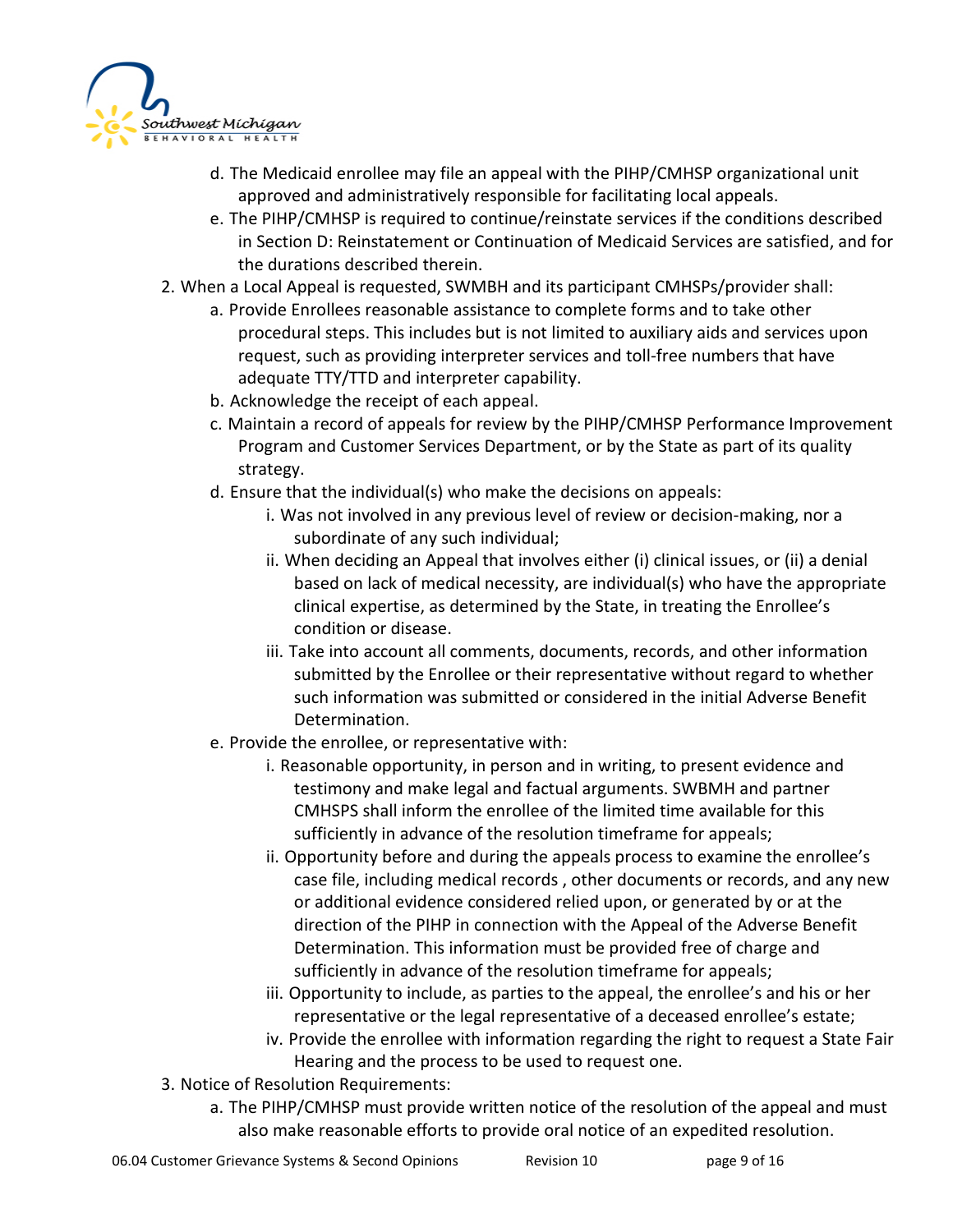d. The Medicaid enrollee may file an appeal with the PIHP/CMHSP organizational unit approved and administratively responsible for facilitating local appeals.

e. The PIHP/CMHSP is required to continue/reinstate services if the conditions described in Section D: Reinstatement or Continuation of Medicaid Services are satisfied, and for the durations described therein.

2. When a Local Appeal is requested, SWMBH and its participant CMHSPs/provider shall:
   a. Provide Enrollees reasonable assistance to complete forms and to take other procedural steps. This includes but is not limited to auxiliary aids and services upon request, such as providing interpreter services and toll-free numbers that have adequate TTY/TTD and interpreter capability.
   b. Acknowledge the receipt of each appeal.
   c. Maintain a record of appeals for review by the PIHP/CMHSP Performance Improvement Program and Customer Services Department, or by the State as part of its quality strategy.
   d. Ensure that the individual(s) who make the decisions on appeals:
      i. Was not involved in any previous level of review or decision-making, nor a subordinate of any such individual;
      ii. When deciding an Appeal that involves either (i) clinical issues, or (ii) a denial based on lack of medical necessity, are individual(s) who have the appropriate clinical expertise, as determined by the State, in treating the Enrollee's condition or disease.
      iii. Take into account all comments, documents, records, and other information submitted by the Enrollee or their representative without regard to whether such information was submitted or considered in the initial Adverse Benefit Determination.
   e. Provide the enrollee, or representative with:
      i. Reasonable opportunity, in person and in writing, to present evidence and testimony and make legal and factual arguments. SWBMH and partner CMHSPS shall inform the enrollee of the limited time available for this sufficiently in advance of the resolution timeframe for appeals;
      ii. Opportunity before and during the appeals process to examine the enrollee's case file, including medical records , other documents or records, and any new or additional evidence considered relied upon, or generated by or at the direction of the PIHP in connection with the Appeal of the Adverse Benefit Determination. This information must be provided free of charge and sufficiently in advance of the resolution timeframe for appeals;
      iii. Opportunity to include, as parties to the appeal, the enrollee's and his or her representative or the legal representative of a deceased enrollee's estate;
      iv. Provide the enrollee with information regarding the right to request a State Fair Hearing and the process to be used to request one.

3. Notice of Resolution Requirements:
   a. The PIHP/CMHSP must provide written notice of the resolution of the appeal and must also make reasonable efforts to provide oral notice of an expedited resolution.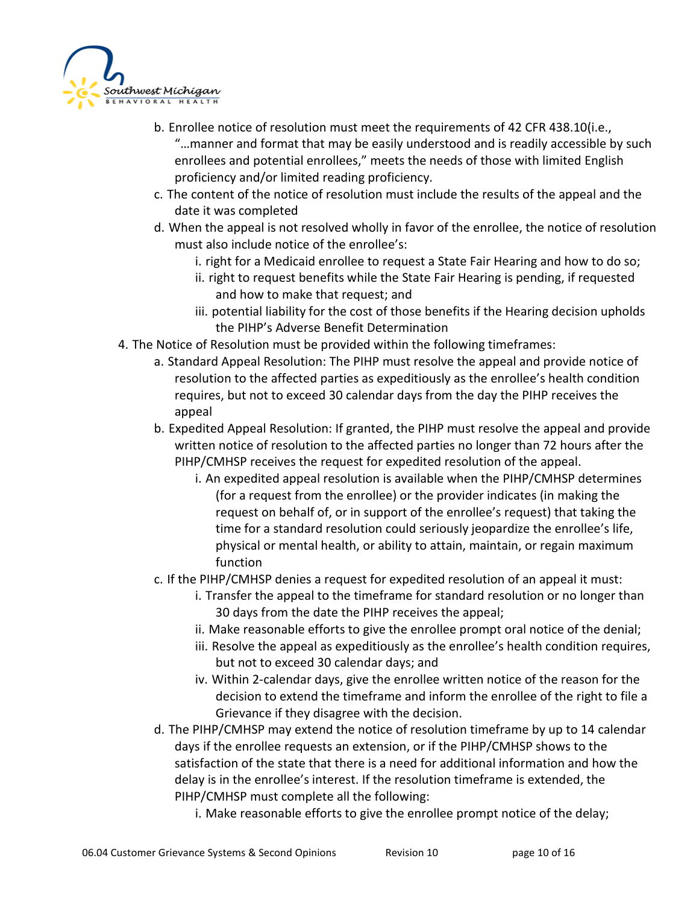b. Enrollee notice of resolution must meet the requirements of 42 CFR 438.10(i.e., "…manner and format that may be easily understood and is readily accessible by such enrollees and potential enrollees," meets the needs of those with limited English proficiency and/or limited reading proficiency.

c. The content of the notice of resolution must include the results of the appeal and the date it was completed

d. When the appeal is not resolved wholly in favor of the enrollee, the notice of resolution must also include notice of the enrollee's:

   i. right for a Medicaid enrollee to request a State Fair Hearing and how to do so;

   ii. right to request benefits while the State Fair Hearing is pending, if requested and how to make that request; and

   iii. potential liability for the cost of those benefits if the Hearing decision upholds the PIHP's Adverse Benefit Determination

4. The Notice of Resolution must be provided within the following timeframes:

   a. Standard Appeal Resolution: The PIHP must resolve the appeal and provide notice of resolution to the affected parties as expeditiously as the enrollee's health condition requires, but not to exceed 30 calendar days from the day the PIHP receives the appeal

   b. Expedited Appeal Resolution: If granted, the PIHP must resolve the appeal and provide written notice of resolution to the affected parties no longer than 72 hours after the PIHP/CMHSP receives the request for expedited resolution of the appeal.

      i. An expedited appeal resolution is available when the PIHP/CMHSP determines (for a request from the enrollee) or the provider indicates (in making the request on behalf of, or in support of the enrollee's request) that taking the time for a standard resolution could seriously jeopardize the enrollee's life, physical or mental health, or ability to attain, maintain, or regain maximum function

   c. If the PIHP/CMHSP denies a request for expedited resolution of an appeal it must:

      i. Transfer the appeal to the timeframe for standard resolution or no longer than 30 days from the date the PIHP receives the appeal;

      ii. Make reasonable efforts to give the enrollee prompt oral notice of the denial;

      iii. Resolve the appeal as expeditiously as the enrollee's health condition requires, but not to exceed 30 calendar days; and

      iv. Within 2-calendar days, give the enrollee written notice of the reason for the decision to extend the timeframe and inform the enrollee of the right to file a Grievance if they disagree with the decision.

   d. The PIHP/CMHSP may extend the notice of resolution timeframe by up to 14 calendar days if the enrollee requests an extension, or if the PIHP/CMHSP shows to the satisfaction of the state that there is a need for additional information and how the delay is in the enrollee's interest. If the resolution timeframe is extended, the PIHP/CMHSP must complete all the following:

      i. Make reasonable efforts to give the enrollee prompt notice of the delay;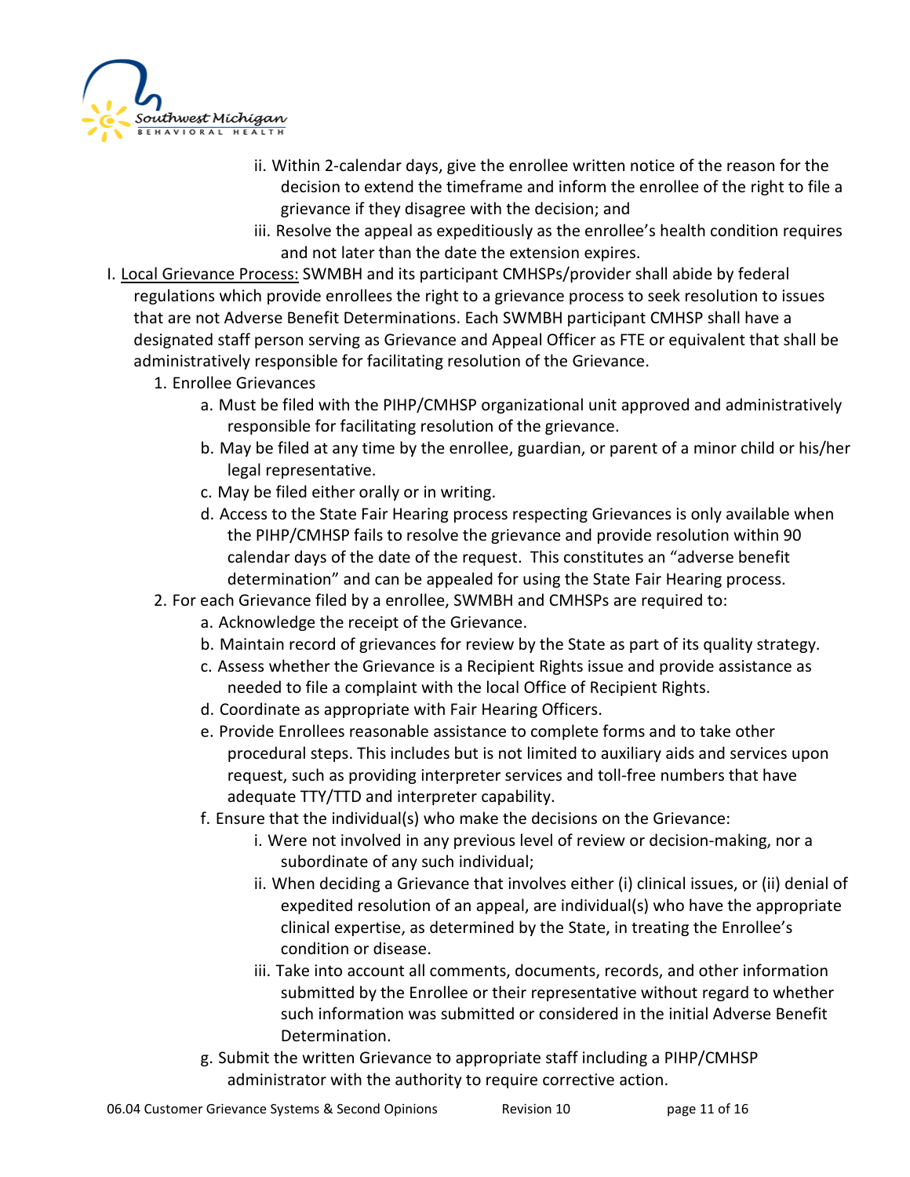ii. Within 2-calendar days, give the enrollee written notice of the reason for the decision to extend the timeframe and inform the enrollee of the right to file a grievance if they disagree with the decision; and

iii. Resolve the appeal as expeditiously as the enrollee's health condition requires and not later than the date the extension expires.

I. <u>Local Grievance Process:</u> SWMBH and its participant CMHSPs/provider shall abide by federal regulations which provide enrollees the right to a grievance process to seek resolution to issues that are not Adverse Benefit Determinations. Each SWMBH participant CMHSP shall have a designated staff person serving as Grievance and Appeal Officer as FTE or equivalent that shall be administratively responsible for facilitating resolution of the Grievance.

1. Enrollee Grievances
   a. Must be filed with the PIHP/CMHSP organizational unit approved and administratively responsible for facilitating resolution of the grievance.
   b. May be filed at any time by the enrollee, guardian, or parent of a minor child or his/her legal representative.
   c. May be filed either orally or in writing.
   d. Access to the State Fair Hearing process respecting Grievances is only available when the PIHP/CMHSP fails to resolve the grievance and provide resolution within 90 calendar days of the date of the request. This constitutes an "adverse benefit determination" and can be appealed for using the State Fair Hearing process.
2. For each Grievance filed by a enrollee, SWMBH and CMHSPs are required to:
   a. Acknowledge the receipt of the Grievance.
   b. Maintain record of grievances for review by the State as part of its quality strategy.
   c. Assess whether the Grievance is a Recipient Rights issue and provide assistance as needed to file a complaint with the local Office of Recipient Rights.
   d. Coordinate as appropriate with Fair Hearing Officers.
   e. Provide Enrollees reasonable assistance to complete forms and to take other procedural steps. This includes but is not limited to auxiliary aids and services upon request, such as providing interpreter services and toll-free numbers that have adequate TTY/TTD and interpreter capability.
   f. Ensure that the individual(s) who make the decisions on the Grievance:
      i. Were not involved in any previous level of review or decision-making, nor a subordinate of any such individual;
      ii. When deciding a Grievance that involves either (i) clinical issues, or (ii) denial of expedited resolution of an appeal, are individual(s) who have the appropriate clinical expertise, as determined by the State, in treating the Enrollee's condition or disease.
      iii. Take into account all comments, documents, records, and other information submitted by the Enrollee or their representative without regard to whether such information was submitted or considered in the initial Adverse Benefit Determination.
   g. Submit the written Grievance to appropriate staff including a PIHP/CMHSP administrator with the authority to require corrective action.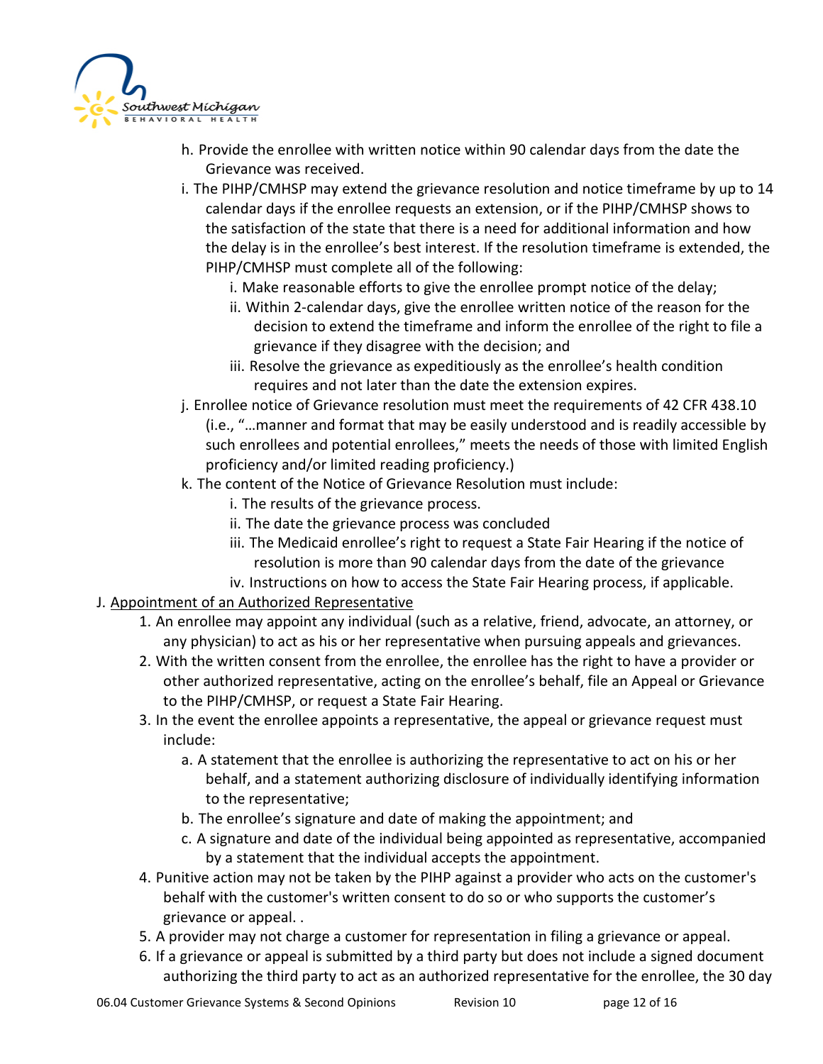h. Provide the enrollee with written notice within 90 calendar days from the date the Grievance was received.

i. The PIHP/CMHSP may extend the grievance resolution and notice timeframe by up to 14 calendar days if the enrollee requests an extension, or if the PIHP/CMHSP shows to the satisfaction of the state that there is a need for additional information and how the delay is in the enrollee's best interest. If the resolution timeframe is extended, the PIHP/CMHSP must complete all of the following:

   i. Make reasonable efforts to give the enrollee prompt notice of the delay;

   ii. Within 2-calendar days, give the enrollee written notice of the reason for the decision to extend the timeframe and inform the enrollee of the right to file a grievance if they disagree with the decision; and

   iii. Resolve the grievance as expeditiously as the enrollee's health condition requires and not later than the date the extension expires.

j. Enrollee notice of Grievance resolution must meet the requirements of 42 CFR 438.10 (i.e., "…manner and format that may be easily understood and is readily accessible by such enrollees and potential enrollees," meets the needs of those with limited English proficiency and/or limited reading proficiency.)

k. The content of the Notice of Grievance Resolution must include:

   i. The results of the grievance process.

   ii. The date the grievance process was concluded

   iii. The Medicaid enrollee's right to request a State Fair Hearing if the notice of resolution is more than 90 calendar days from the date of the grievance

   iv. Instructions on how to access the State Fair Hearing process, if applicable.

J. <u>Appointment of an Authorized Representative</u>

1. An enrollee may appoint any individual (such as a relative, friend, advocate, an attorney, or any physician) to act as his or her representative when pursuing appeals and grievances.
2. With the written consent from the enrollee, the enrollee has the right to have a provider or other authorized representative, acting on the enrollee's behalf, file an Appeal or Grievance to the PIHP/CMHSP, or request a State Fair Hearing.
3. In the event the enrollee appoints a representative, the appeal or grievance request must include:

   a. A statement that the enrollee is authorizing the representative to act on his or her behalf, and a statement authorizing disclosure of individually identifying information to the representative;

   b. The enrollee's signature and date of making the appointment; and

   c. A signature and date of the individual being appointed as representative, accompanied by a statement that the individual accepts the appointment.

4. Punitive action may not be taken by the PIHP against a provider who acts on the customer's behalf with the customer's written consent to do so or who supports the customer's grievance or appeal. .
5. A provider may not charge a customer for representation in filing a grievance or appeal.
6. If a grievance or appeal is submitted by a third party but does not include a signed document authorizing the third party to act as an authorized representative for the enrollee, the 30 day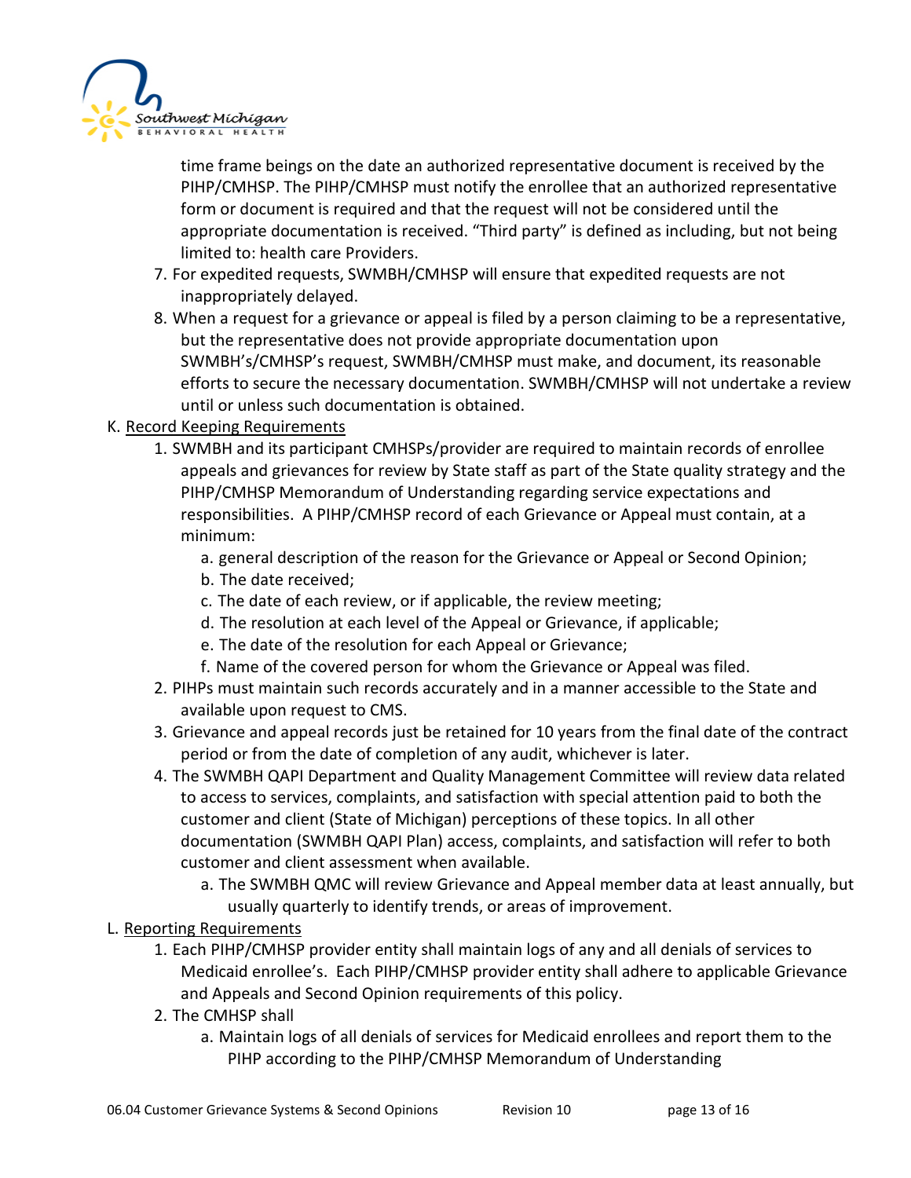time frame beings on the date an authorized representative document is received by the PIHP/CMHSP. The PIHP/CMHSP must notify the enrollee that an authorized representative form or document is required and that the request will not be considered until the appropriate documentation is received. "Third party" is defined as including, but not being limited to: health care Providers.

7. For expedited requests, SWMBH/CMHSP will ensure that expedited requests are not inappropriately delayed.
8. When a request for a grievance or appeal is filed by a person claiming to be a representative, but the representative does not provide appropriate documentation upon SWMBH's/CMHSP's request, SWMBH/CMHSP must make, and document, its reasonable efforts to secure the necessary documentation. SWMBH/CMHSP will not undertake a review until or unless such documentation is obtained.

K. <u>Record Keeping Requirements</u>

1. SWMBH and its participant CMHSPs/provider are required to maintain records of enrollee appeals and grievances for review by State staff as part of the State quality strategy and the PIHP/CMHSP Memorandum of Understanding regarding service expectations and responsibilities. A PIHP/CMHSP record of each Grievance or Appeal must contain, at a minimum:
   a. general description of the reason for the Grievance or Appeal or Second Opinion;
   b. The date received;
   c. The date of each review, or if applicable, the review meeting;
   d. The resolution at each level of the Appeal or Grievance, if applicable;
   e. The date of the resolution for each Appeal or Grievance;
   f. Name of the covered person for whom the Grievance or Appeal was filed.
2. PIHPs must maintain such records accurately and in a manner accessible to the State and available upon request to CMS.
3. Grievance and appeal records just be retained for 10 years from the final date of the contract period or from the date of completion of any audit, whichever is later.
4. The SWMBH QAPI Department and Quality Management Committee will review data related to access to services, complaints, and satisfaction with special attention paid to both the customer and client (State of Michigan) perceptions of these topics. In all other documentation (SWMBH QAPI Plan) access, complaints, and satisfaction will refer to both customer and client assessment when available.
   a. The SWMBH QMC will review Grievance and Appeal member data at least annually, but usually quarterly to identify trends, or areas of improvement.

L. <u>Reporting Requirements</u>

1. Each PIHP/CMHSP provider entity shall maintain logs of any and all denials of services to Medicaid enrollee's. Each PIHP/CMHSP provider entity shall adhere to applicable Grievance and Appeals and Second Opinion requirements of this policy.
2. The CMHSP shall
   a. Maintain logs of all denials of services for Medicaid enrollees and report them to the PIHP according to the PIHP/CMHSP Memorandum of Understanding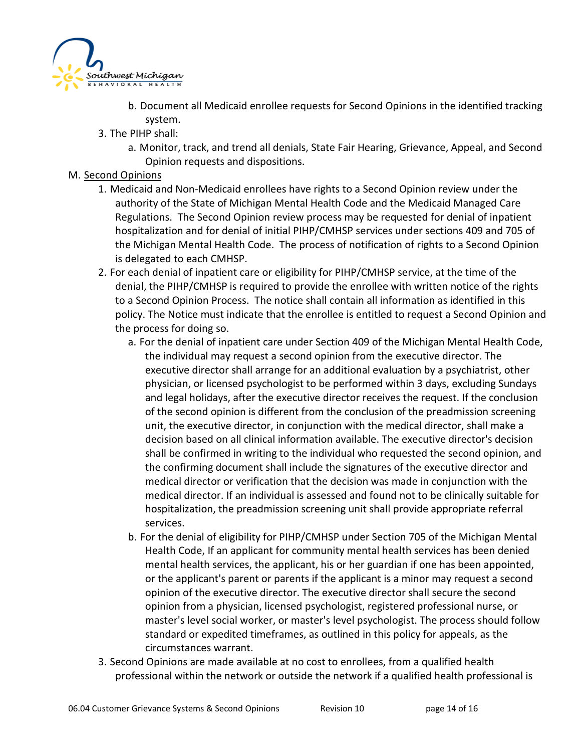b. Document all Medicaid enrollee requests for Second Opinions in the identified tracking system.

3. The PIHP shall:
    a. Monitor, track, and trend all denials, State Fair Hearing, Grievance, Appeal, and Second Opinion requests and dispositions.

M. <u>Second Opinions</u>

1. Medicaid and Non-Medicaid enrollees have rights to a Second Opinion review under the authority of the State of Michigan Mental Health Code and the Medicaid Managed Care Regulations. The Second Opinion review process may be requested for denial of inpatient hospitalization and for denial of initial PIHP/CMHSP services under sections 409 and 705 of the Michigan Mental Health Code. The process of notification of rights to a Second Opinion is delegated to each CMHSP.
2. For each denial of inpatient care or eligibility for PIHP/CMHSP service, at the time of the denial, the PIHP/CMHSP is required to provide the enrollee with written notice of the rights to a Second Opinion Process. The notice shall contain all information as identified in this policy. The Notice must indicate that the enrollee is entitled to request a Second Opinion and the process for doing so.
    a. For the denial of inpatient care under Section 409 of the Michigan Mental Health Code, the individual may request a second opinion from the executive director. The executive director shall arrange for an additional evaluation by a psychiatrist, other physician, or licensed psychologist to be performed within 3 days, excluding Sundays and legal holidays, after the executive director receives the request. If the conclusion of the second opinion is different from the conclusion of the preadmission screening unit, the executive director, in conjunction with the medical director, shall make a decision based on all clinical information available. The executive director's decision shall be confirmed in writing to the individual who requested the second opinion, and the confirming document shall include the signatures of the executive director and medical director or verification that the decision was made in conjunction with the medical director. If an individual is assessed and found not to be clinically suitable for hospitalization, the preadmission screening unit shall provide appropriate referral services.
    b. For the denial of eligibility for PIHP/CMHSP under Section 705 of the Michigan Mental Health Code, If an applicant for community mental health services has been denied mental health services, the applicant, his or her guardian if one has been appointed, or the applicant's parent or parents if the applicant is a minor may request a second opinion of the executive director. The executive director shall secure the second opinion from a physician, licensed psychologist, registered professional nurse, or master's level social worker, or master's level psychologist. The process should follow standard or expedited timeframes, as outlined in this policy for appeals, as the circumstances warrant.
3. Second Opinions are made available at no cost to enrollees, from a qualified health professional within the network or outside the network if a qualified health professional is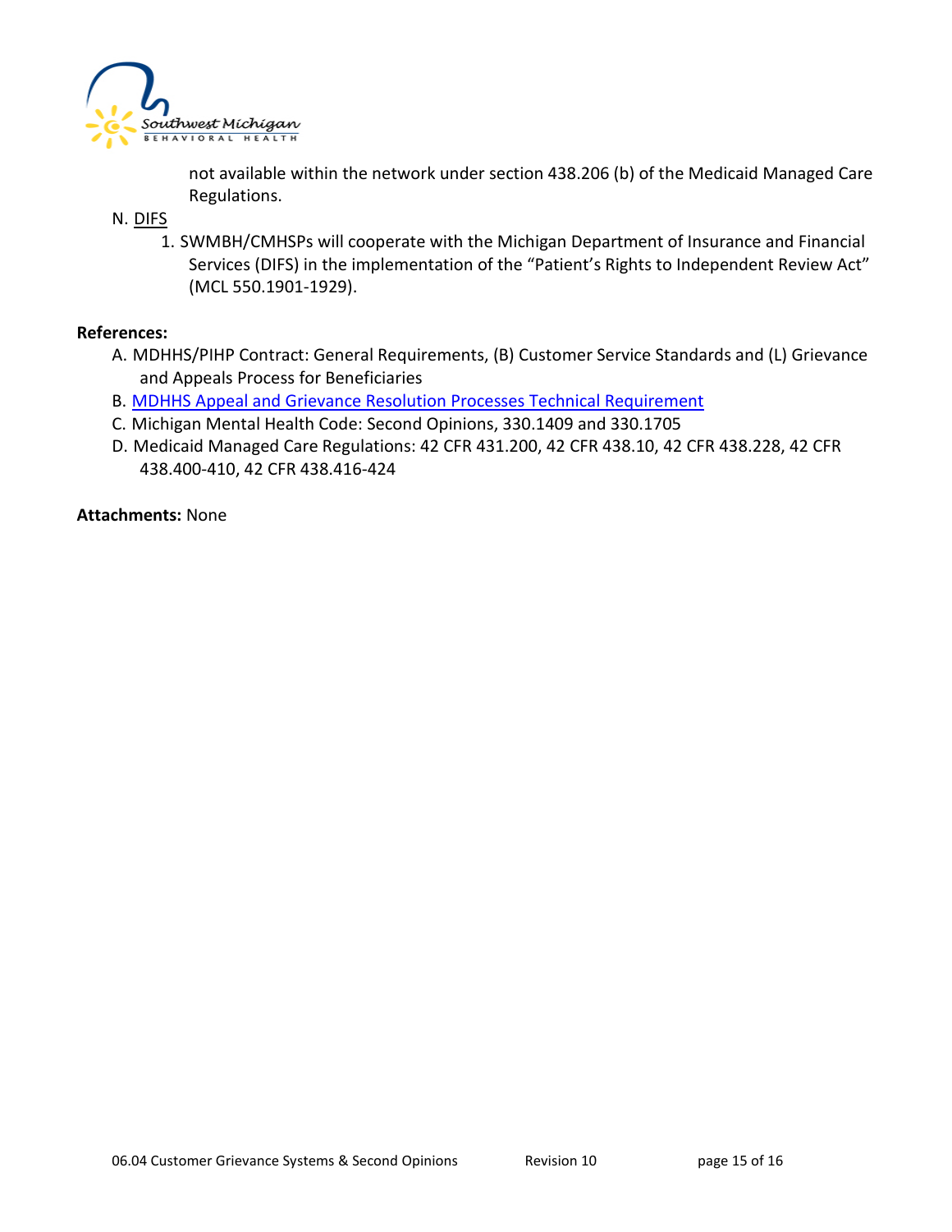not available within the network under section 438.206 (b) of the Medicaid Managed Care Regulations.

N. DIFS

1. SWMBH/CMHSPs will cooperate with the Michigan Department of Insurance and Financial Services (DIFS) in the implementation of the "Patient's Rights to Independent Review Act" (MCL 550.1901-1929).

**References:**

A. MDHHS/PIHP Contract: General Requirements, (B) Customer Service Standards and (L) Grievance and Appeals Process for Beneficiaries

B. MDHHS Appeal and Grievance Resolution Processes Technical Requirement

C. Michigan Mental Health Code: Second Opinions, 330.1409 and 330.1705

D. Medicaid Managed Care Regulations: 42 CFR 431.200, 42 CFR 438.10, 42 CFR 438.228, 42 CFR 438.400-410, 42 CFR 438.416-424

**Attachments:** None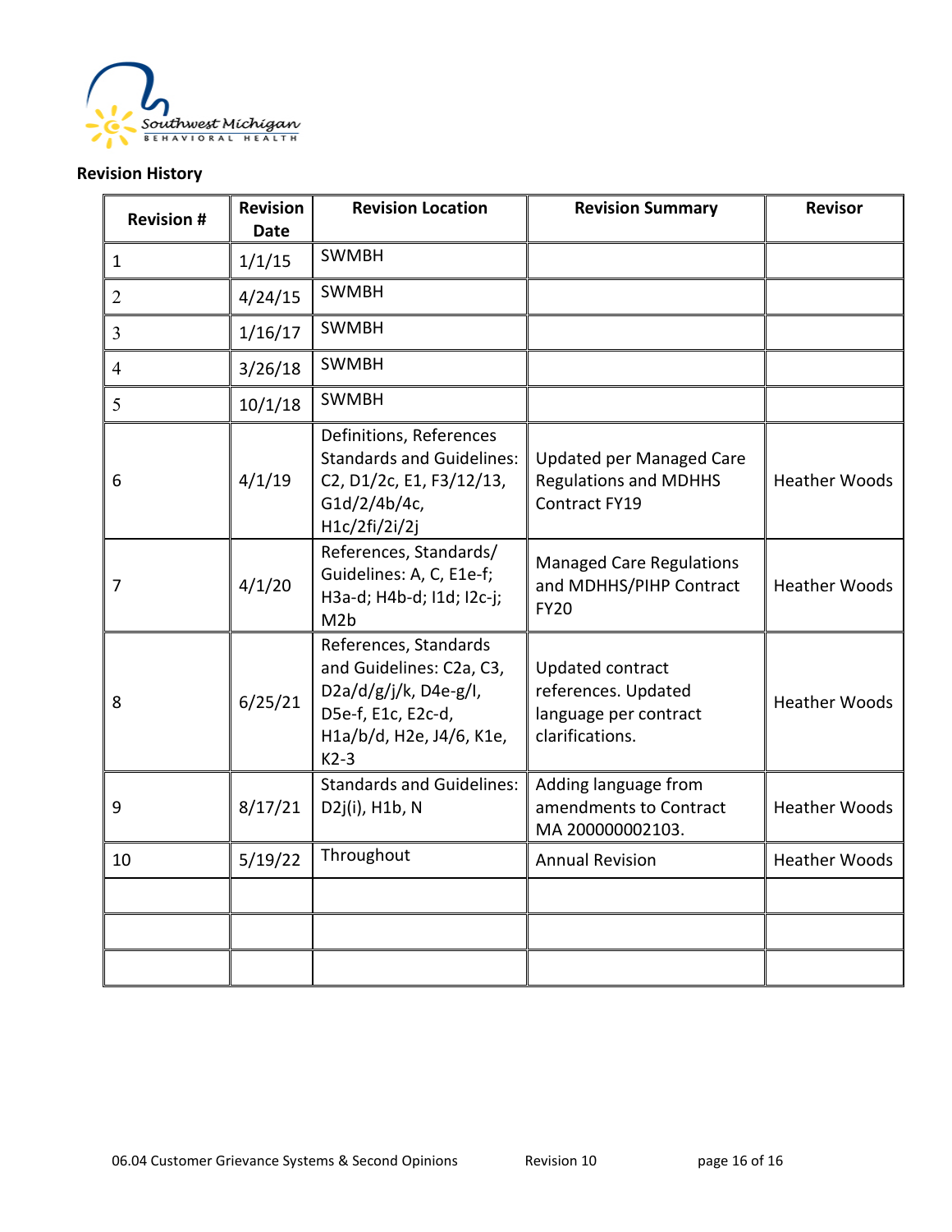**Revision History**

| Revision # | Revision Date | Revision Location | Revision Summary | Revisor |
|---|---|---|---|---|
| 1 | 1/1/15 | SWMBH | | |
| 2 | 4/24/15 | SWMBH | | |
| 3 | 1/16/17 | SWMBH | | |
| 4 | 3/26/18 | SWMBH | | |
| 5 | 10/1/18 | SWMBH | | |
| 6 | 4/1/19 | Definitions, References Standards and Guidelines: C2, D1/2c, E1, F3/12/13, G1d/2/4b/4c, H1c/2fi/2i/2j | Updated per Managed Care Regulations and MDHHS Contract FY19 | Heather Woods |
| 7 | 4/1/20 | References, Standards/ Guidelines: A, C, E1e-f; H3a-d; H4b-d; I1d; I2c-j; M2b | Managed Care Regulations and MDHHS/PIHP Contract FY20 | Heather Woods |
| 8 | 6/25/21 | References, Standards and Guidelines: C2a, C3, D2a/d/g/j/k, D4e-g/l, D5e-f, E1c, E2c-d, H1a/b/d, H2e, J4/6, K1e, K2-3 | Updated contract references. Updated language per contract clarifications. | Heather Woods |
| 9 | 8/17/21 | Standards and Guidelines: D2j(i), H1b, N | Adding language from amendments to Contract MA 200000002103. | Heather Woods |
| 10 | 5/19/22 | Throughout | Annual Revision | Heather Woods |
| | | | | |
| | | | | |
| | | | | |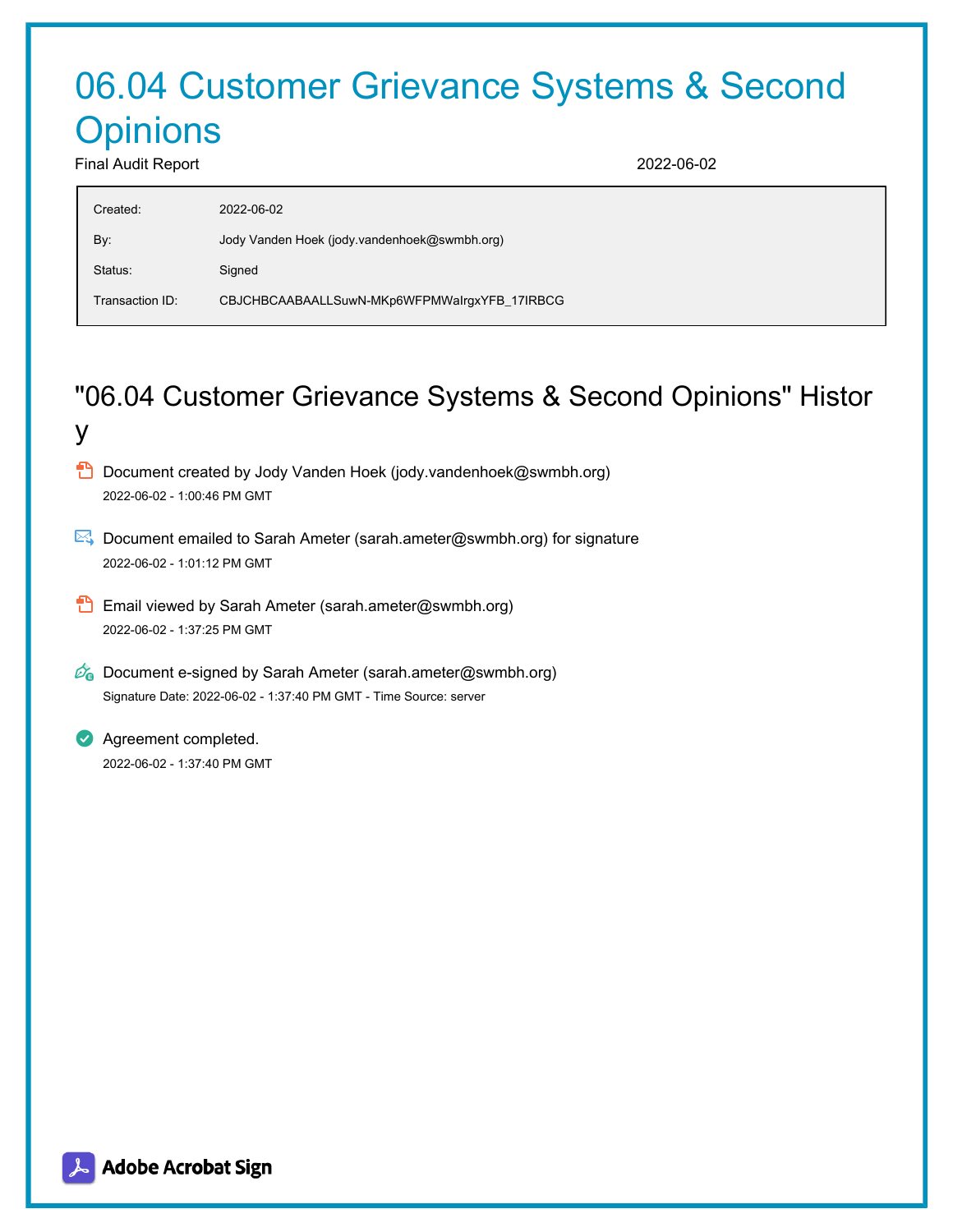# 06.04 Customer Grievance Systems & Second Opinions

Final Audit Report 2022-06-02

| | |
|---|---|
| Created: | 2022-06-02 |
| By: | Jody Vanden Hoek (jody.vandenhoek@swmbh.org) |
| Status: | Signed |
| Transaction ID: | CBJCHBCAABAALLSuwN-MKp6WFPMWaIrgxYFB_17IRBCG |

## "06.04 Customer Grievance Systems & Second Opinions" History

- Document created by Jody Vanden Hoek (jody.vandenhoek@swmbh.org)
  2022-06-02 - 1:00:46 PM GMT
- Document emailed to Sarah Ameter (sarah.ameter@swmbh.org) for signature
  2022-06-02 - 1:01:12 PM GMT
- Email viewed by Sarah Ameter (sarah.ameter@swmbh.org)
  2022-06-02 - 1:37:25 PM GMT
- Document e-signed by Sarah Ameter (sarah.ameter@swmbh.org)
  Signature Date: 2022-06-02 - 1:37:40 PM GMT - Time Source: server
- Agreement completed.
  2022-06-02 - 1:37:40 PM GMT

Adobe Acrobat Sign